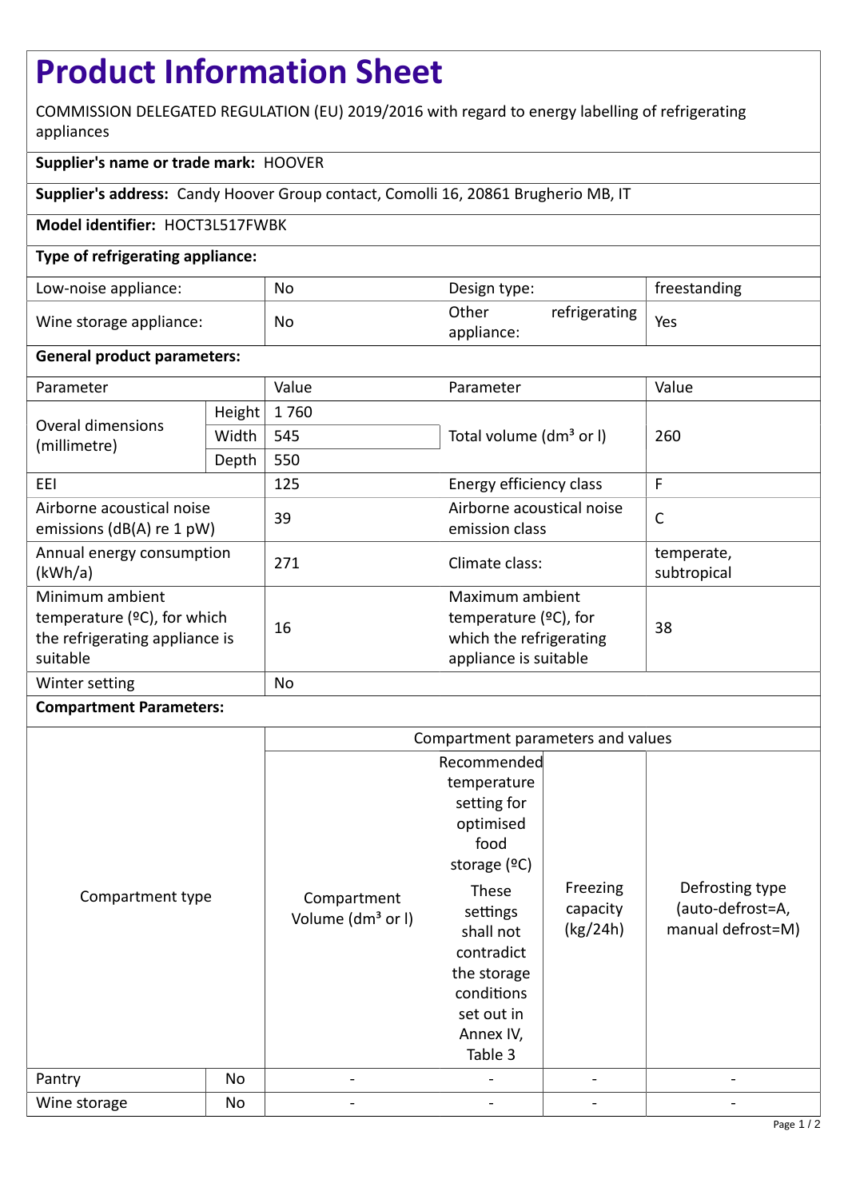# Product Information Sheet

COMMISSION DELEGATED REGULATION (EU) 2019/2016 with regard to energy labelling of refrigerating appliances

**Supplier's name or trade mark:** HOOVER

**Supplier's address:** Candy Hoover Group contact, Comolli 16, 20861 Brugherio MB, IT

**Model identifier:** HOCT3L517FWBK

**Type of refrigerating appliance:**

| | | | |
|---|---|---|---|
| Low-noise appliance: | No | Design type: | freestanding |
| Wine storage appliance: | No | Other refrigerating appliance: | Yes |

**General product parameters:**

| Parameter | | Value | Parameter | Value |
|---|---|---|---|---|
| Overal dimensions (millimetre) | Height | 1 760 | Total volume (dm³ or l) | 260 |
| | Width | 545 | | |
| | Depth | 550 | | |
| EEI | | 125 | Energy efficiency class | F |
| Airborne acoustical noise emissions (dB(A) re 1 pW) | | 39 | Airborne acoustical noise emission class | C |
| Annual energy consumption (kWh/a) | | 271 | Climate class: | temperate, subtropical |
| Minimum ambient temperature (ºC), for which the refrigerating appliance is suitable | | 16 | Maximum ambient temperature (ºC), for which the refrigerating appliance is suitable | 38 |
| Winter setting | | No | | |

**Compartment Parameters:**

| Compartment type | | Compartment parameters and values | | | |
|---|---|---|---|---|---|
| | | Compartment Volume (dm³ or l) | Recommended temperature setting for optimised food storage (ºC) These settings shall not contradict the storage conditions set out in Annex IV, Table 3 | Freezing capacity (kg/24h) | Defrosting type (auto-defrost=A, manual defrost=M) |
| Pantry | No | - | - | - | - |
| Wine storage | No | - | - | - | - |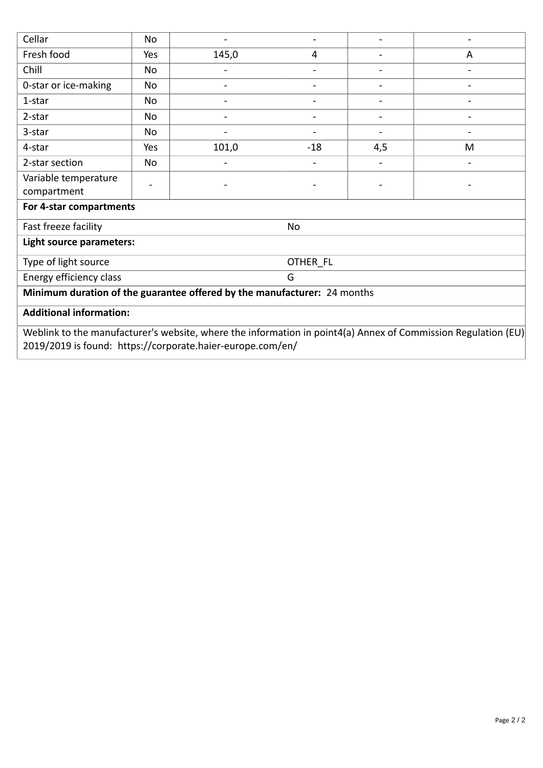| | | | | | |
|---|---|---|---|---|---|
| Cellar | No | - | - | - | - |
| Fresh food | Yes | 145,0 | 4 | - | A |
| Chill | No | - | - | - | - |
| 0-star or ice-making | No | - | - | - | - |
| 1-star | No | - | - | - | - |
| 2-star | No | - | - | - | - |
| 3-star | No | - | - | - | - |
| 4-star | Yes | 101,0 | -18 | 4,5 | M |
| 2-star section | No | - | - | - | - |
| Variable temperature compartment | - | - | - | - | - |

**For 4-star compartments**

| | |
|---|---|
| Fast freeze facility | No |

**Light source parameters:**

| | |
|---|---|
| Type of light source | OTHER_FL |
| Energy efficiency class | G |

**Minimum duration of the guarantee offered by the manufacturer:** 24 months

**Additional information:**

Weblink to the manufacturer's website, where the information in point4(a) Annex of Commission Regulation (EU) 2019/2019 is found: https://corporate.haier-europe.com/en/